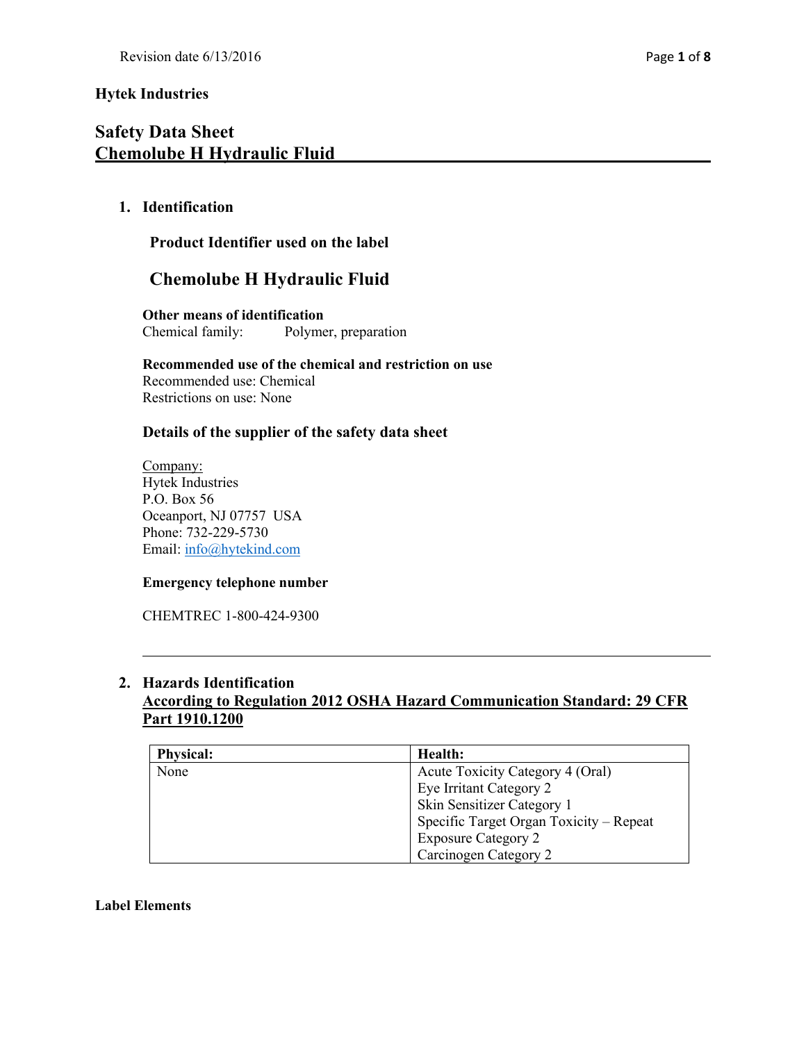**Hytek Industries**

# Safety Data Sheet
# Chemolube H Hydraulic Fluid

## 1. Identification

### Product Identifier used on the label

## Chemolube H Hydraulic Fluid

**Other means of identification**
Chemical family: Polymer, preparation

**Recommended use of the chemical and restriction on use**
Recommended use: Chemical
Restrictions on use: None

### Details of the supplier of the safety data sheet

Company:
Hytek Industries
P.O. Box 56
Oceanport, NJ 07757 USA
Phone: 732-229-5730
Email: info@hytekind.com

**Emergency telephone number**

CHEMTREC 1-800-424-9300

---

## 2. Hazards Identification

**According to Regulation 2012 OSHA Hazard Communication Standard: 29 CFR Part 1910.1200**

| Physical: | Health: |
|---|---|
| None | Acute Toxicity Category 4 (Oral)<br>Eye Irritant Category 2<br>Skin Sensitizer Category 1<br>Specific Target Organ Toxicity – Repeat Exposure Category 2<br>Carcinogen Category 2 |

**Label Elements**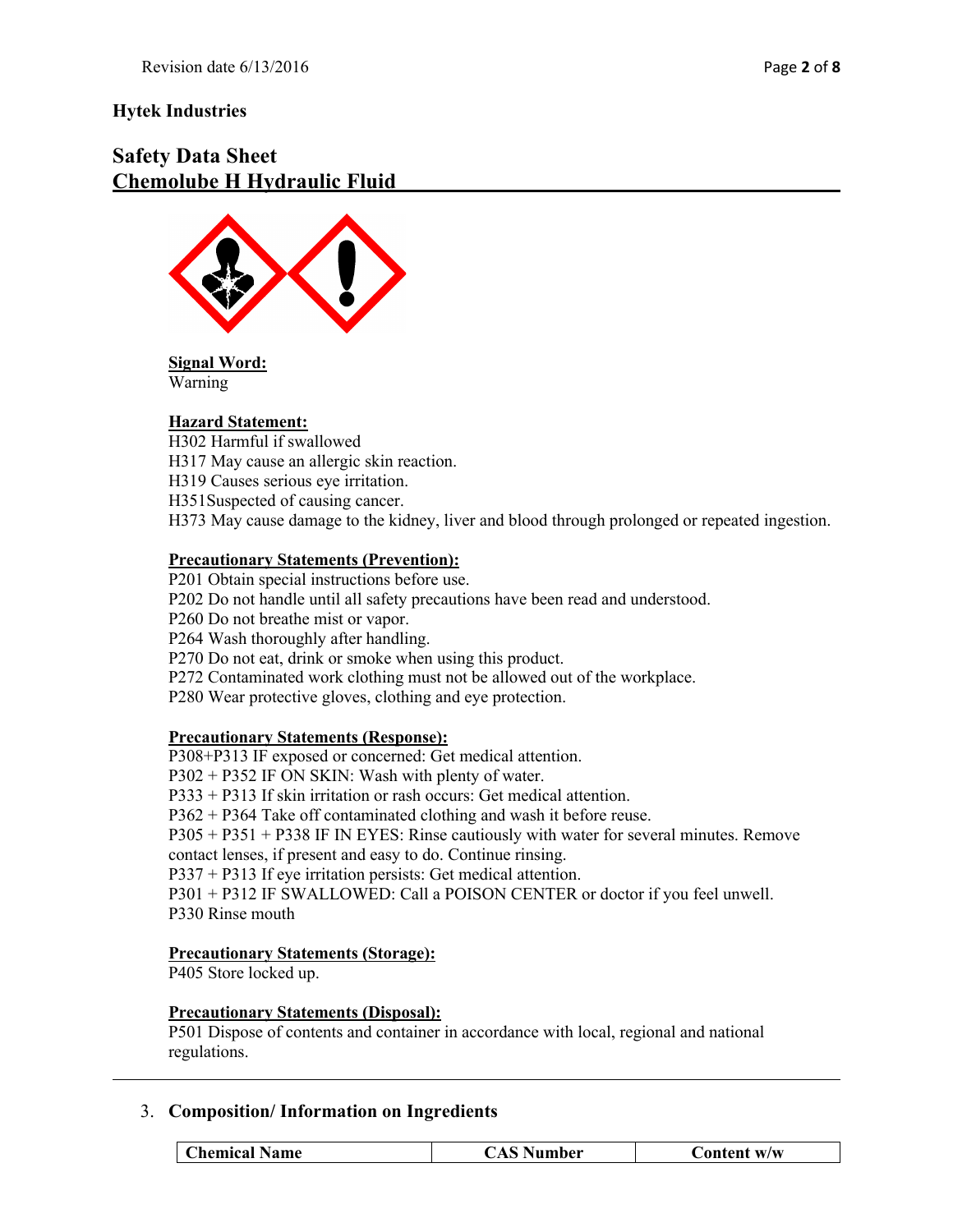**Hytek Industries**

## Safety Data Sheet
## Chemolube H Hydraulic Fluid

**Signal Word:**
Warning

**Hazard Statement:**
H302 Harmful if swallowed
H317 May cause an allergic skin reaction.
H319 Causes serious eye irritation.
H351Suspected of causing cancer.
H373 May cause damage to the kidney, liver and blood through prolonged or repeated ingestion.

**Precautionary Statements (Prevention):**
P201 Obtain special instructions before use.
P202 Do not handle until all safety precautions have been read and understood.
P260 Do not breathe mist or vapor.
P264 Wash thoroughly after handling.
P270 Do not eat, drink or smoke when using this product.
P272 Contaminated work clothing must not be allowed out of the workplace.
P280 Wear protective gloves, clothing and eye protection.

**Precautionary Statements (Response):**
P308+P313 IF exposed or concerned: Get medical attention.
P302 + P352 IF ON SKIN: Wash with plenty of water.
P333 + P313 If skin irritation or rash occurs: Get medical attention.
P362 + P364 Take off contaminated clothing and wash it before reuse.
P305 + P351 + P338 IF IN EYES: Rinse cautiously with water for several minutes. Remove contact lenses, if present and easy to do. Continue rinsing.
P337 + P313 If eye irritation persists: Get medical attention.
P301 + P312 IF SWALLOWED: Call a POISON CENTER or doctor if you feel unwell.
P330 Rinse mouth

**Precautionary Statements (Storage):**
P405 Store locked up.

**Precautionary Statements (Disposal):**
P501 Dispose of contents and container in accordance with local, regional and national regulations.

---

## 3. Composition/ Information on Ingredients

| Chemical Name | CAS Number | Content w/w |
|---|---|---|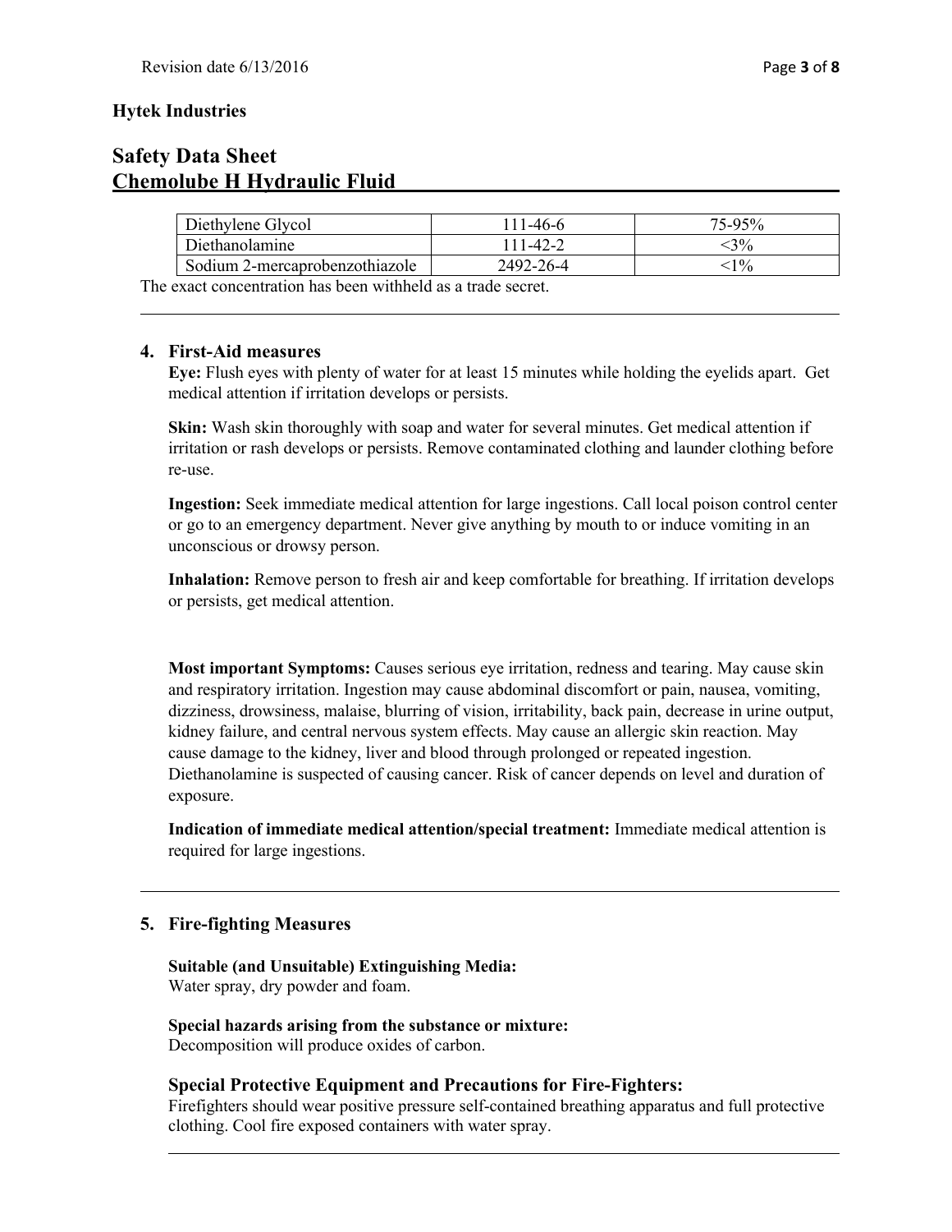**Hytek Industries**

# Safety Data Sheet
# Chemolube H Hydraulic Fluid

| | | |
|---|---|---|
| Diethylene Glycol | 111-46-6 | 75-95% |
| Diethanolamine | 111-42-2 | <3% |
| Sodium 2-mercaprobenzothiazole | 2492-26-4 | <1% |

The exact concentration has been withheld as a trade secret.

---

## 4. First-Aid measures

**Eye:** Flush eyes with plenty of water for at least 15 minutes while holding the eyelids apart. Get medical attention if irritation develops or persists.

**Skin:** Wash skin thoroughly with soap and water for several minutes. Get medical attention if irritation or rash develops or persists. Remove contaminated clothing and launder clothing before re-use.

**Ingestion:** Seek immediate medical attention for large ingestions. Call local poison control center or go to an emergency department. Never give anything by mouth to or induce vomiting in an unconscious or drowsy person.

**Inhalation:** Remove person to fresh air and keep comfortable for breathing. If irritation develops or persists, get medical attention.

**Most important Symptoms:** Causes serious eye irritation, redness and tearing. May cause skin and respiratory irritation. Ingestion may cause abdominal discomfort or pain, nausea, vomiting, dizziness, drowsiness, malaise, blurring of vision, irritability, back pain, decrease in urine output, kidney failure, and central nervous system effects. May cause an allergic skin reaction. May cause damage to the kidney, liver and blood through prolonged or repeated ingestion. Diethanolamine is suspected of causing cancer. Risk of cancer depends on level and duration of exposure.

**Indication of immediate medical attention/special treatment:** Immediate medical attention is required for large ingestions.

---

## 5. Fire-fighting Measures

**Suitable (and Unsuitable) Extinguishing Media:**
Water spray, dry powder and foam.

**Special hazards arising from the substance or mixture:**
Decomposition will produce oxides of carbon.

### Special Protective Equipment and Precautions for Fire-Fighters:

Firefighters should wear positive pressure self-contained breathing apparatus and full protective clothing. Cool fire exposed containers with water spray.

---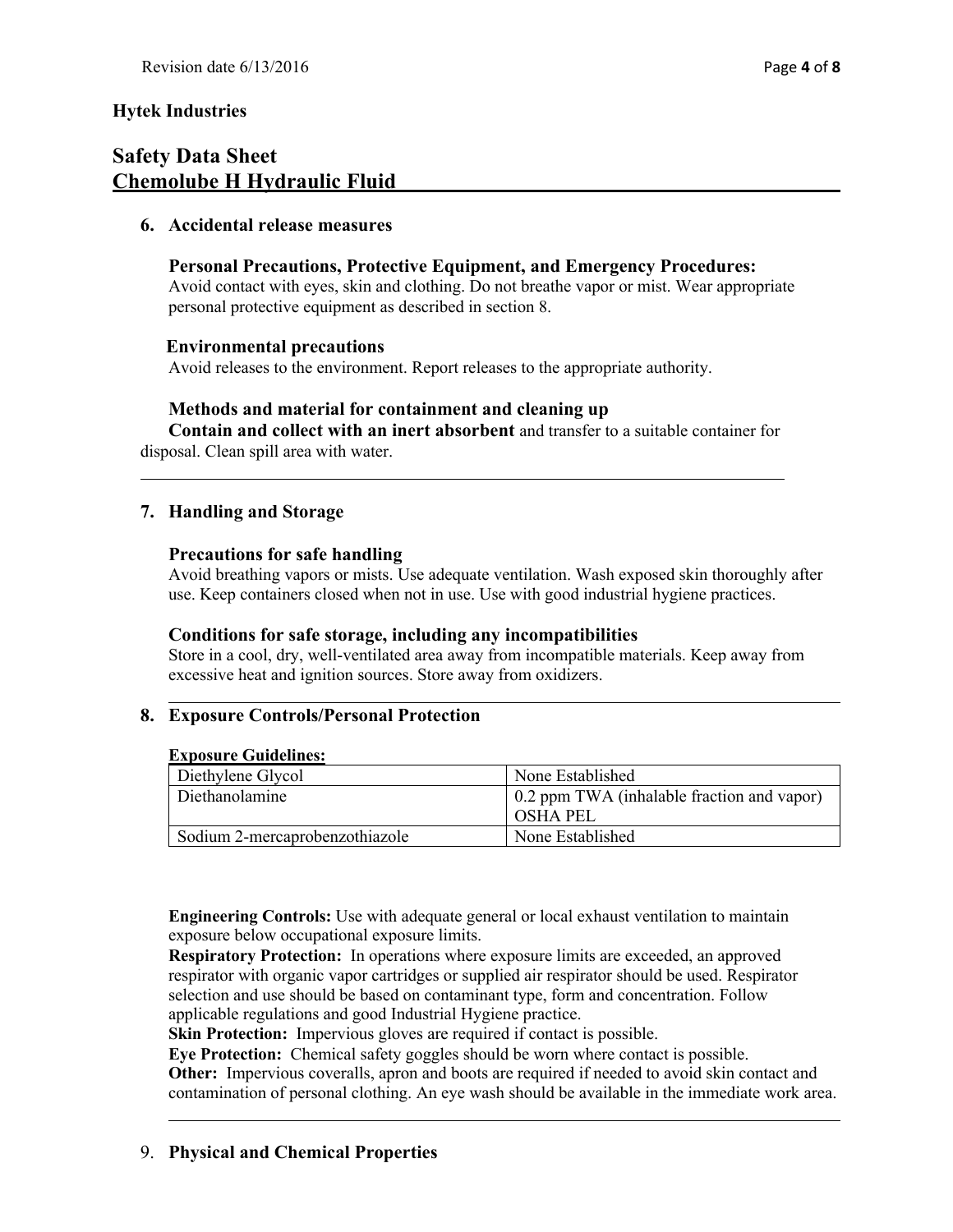**Hytek Industries**

# Safety Data Sheet
# Chemolube H Hydraulic Fluid

## 6. Accidental release measures

### Personal Precautions, Protective Equipment, and Emergency Procedures:

Avoid contact with eyes, skin and clothing. Do not breathe vapor or mist. Wear appropriate personal protective equipment as described in section 8.

### Environmental precautions

Avoid releases to the environment. Report releases to the appropriate authority.

### Methods and material for containment and cleaning up

**Contain and collect with an inert absorbent** and transfer to a suitable container for disposal. Clean spill area with water.

## 7. Handling and Storage

### Precautions for safe handling

Avoid breathing vapors or mists. Use adequate ventilation. Wash exposed skin thoroughly after use. Keep containers closed when not in use. Use with good industrial hygiene practices.

### Conditions for safe storage, including any incompatibilities

Store in a cool, dry, well-ventilated area away from incompatible materials. Keep away from excessive heat and ignition sources. Store away from oxidizers.

## 8. Exposure Controls/Personal Protection

**Exposure Guidelines:**

| | |
|---|---|
| Diethylene Glycol | None Established |
| Diethanolamine | 0.2 ppm TWA (inhalable fraction and vapor) OSHA PEL |
| Sodium 2-mercaprobenzothiazole | None Established |

**Engineering Controls:** Use with adequate general or local exhaust ventilation to maintain exposure below occupational exposure limits.

**Respiratory Protection:** In operations where exposure limits are exceeded, an approved respirator with organic vapor cartridges or supplied air respirator should be used. Respirator selection and use should be based on contaminant type, form and concentration. Follow applicable regulations and good Industrial Hygiene practice.

**Skin Protection:** Impervious gloves are required if contact is possible.

**Eye Protection:** Chemical safety goggles should be worn where contact is possible.

**Other:** Impervious coveralls, apron and boots are required if needed to avoid skin contact and contamination of personal clothing. An eye wash should be available in the immediate work area.

## 9. Physical and Chemical Properties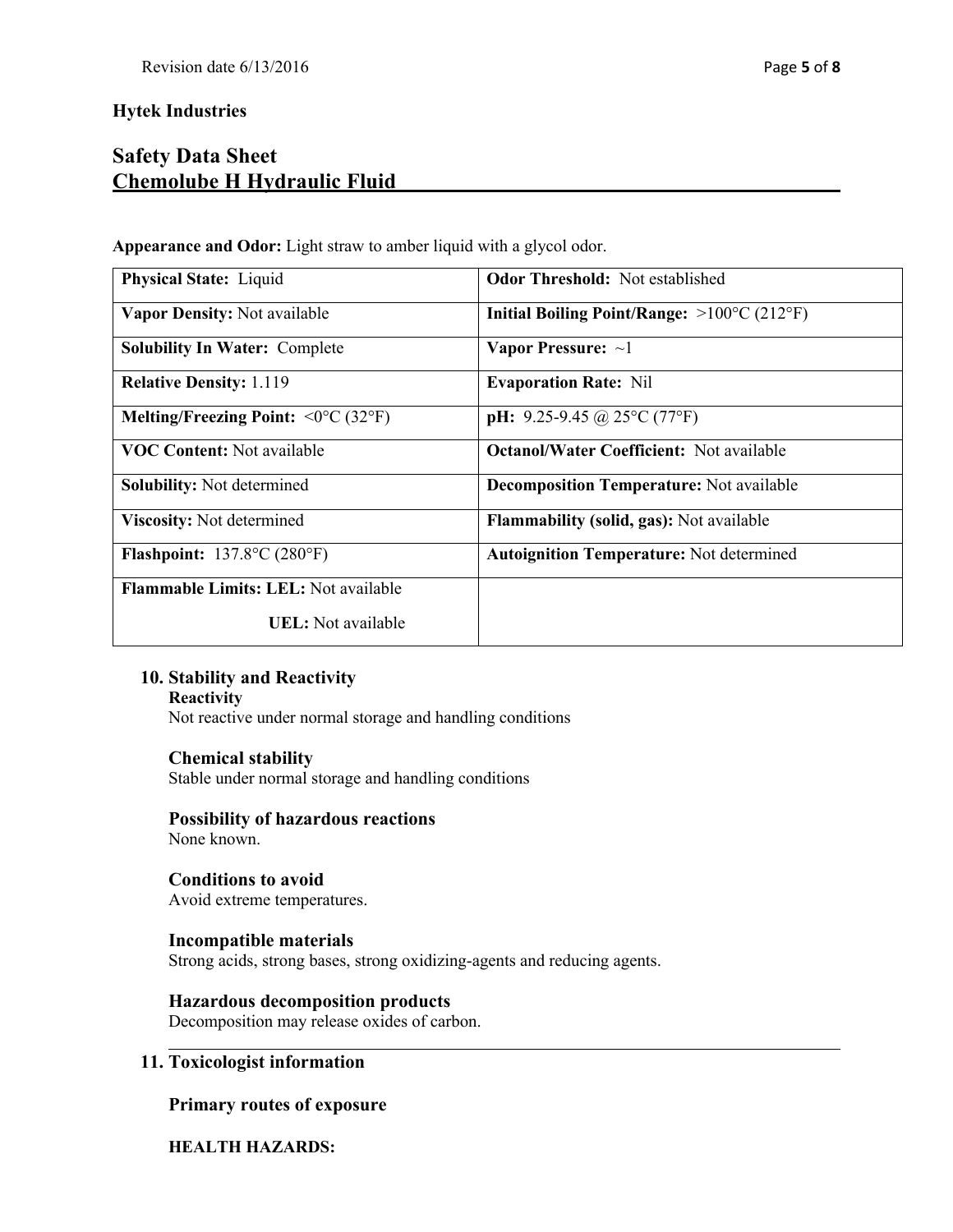**Hytek Industries**

## Safety Data Sheet
## Chemolube H Hydraulic Fluid

**Appearance and Odor:** Light straw to amber liquid with a glycol odor.

| | |
|---|---|
| **Physical State:** Liquid | **Odor Threshold:** Not established |
| **Vapor Density:** Not available | **Initial Boiling Point/Range:** >100°C (212°F) |
| **Solubility In Water:** Complete | **Vapor Pressure:** ~1 |
| **Relative Density:** 1.119 | **Evaporation Rate:** Nil |
| **Melting/Freezing Point:** <0°C (32°F) | **pH:** 9.25-9.45 @ 25°C (77°F) |
| **VOC Content:** Not available | **Octanol/Water Coefficient:** Not available |
| **Solubility:** Not determined | **Decomposition Temperature:** Not available |
| **Viscosity:** Not determined | **Flammability (solid, gas):** Not available |
| **Flashpoint:** 137.8°C (280°F) | **Autoignition Temperature:** Not determined |
| **Flammable Limits: LEL:** Not available<br>**UEL:** Not available | |

### 10. Stability and Reactivity

**Reactivity**
Not reactive under normal storage and handling conditions

**Chemical stability**
Stable under normal storage and handling conditions

**Possibility of hazardous reactions**
None known.

**Conditions to avoid**
Avoid extreme temperatures.

**Incompatible materials**
Strong acids, strong bases, strong oxidizing-agents and reducing agents.

**Hazardous decomposition products**
Decomposition may release oxides of carbon.

### 11. Toxicologist information

**Primary routes of exposure**

**HEALTH HAZARDS:**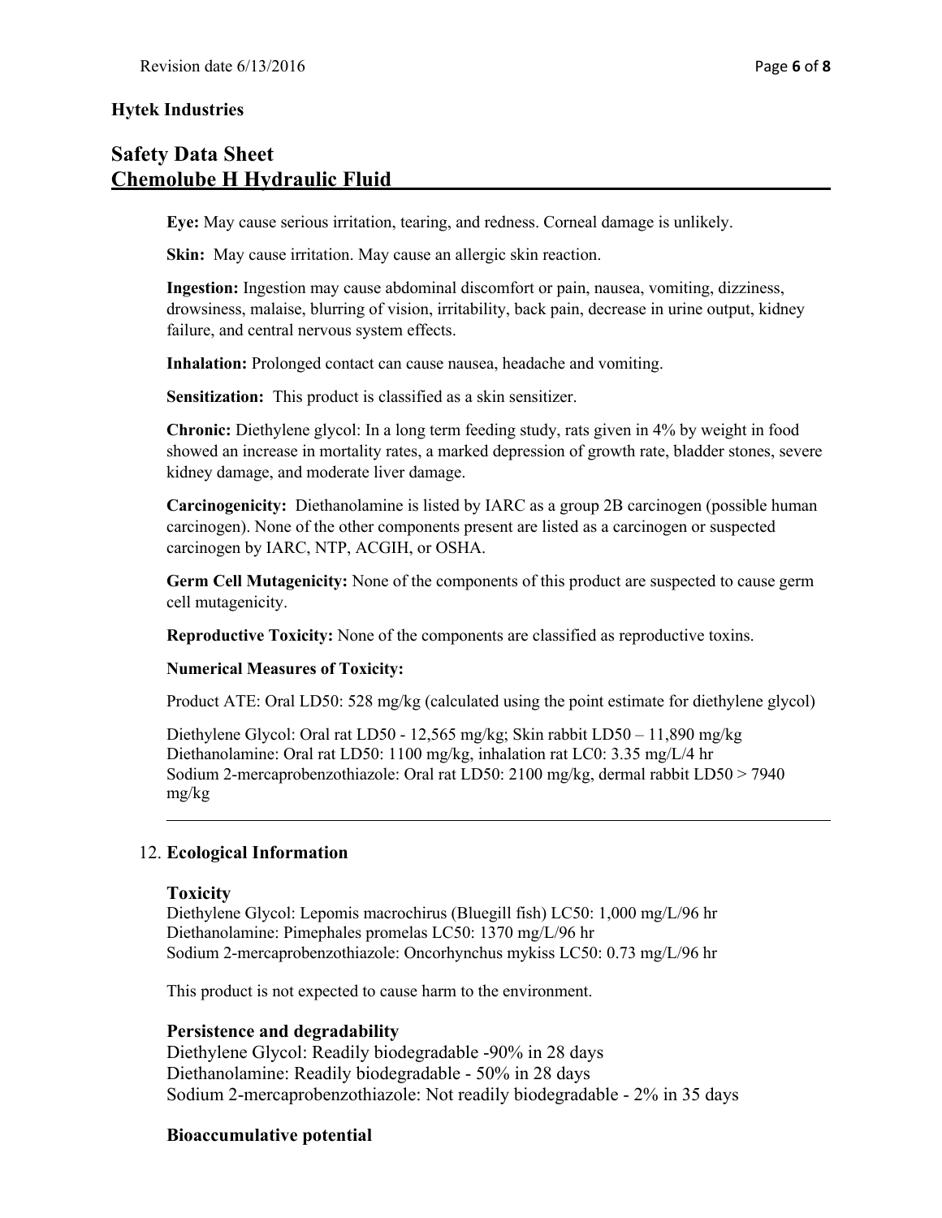**Eye:** May cause serious irritation, tearing, and redness. Corneal damage is unlikely.

**Skin:** May cause irritation. May cause an allergic skin reaction.

**Ingestion:** Ingestion may cause abdominal discomfort or pain, nausea, vomiting, dizziness, drowsiness, malaise, blurring of vision, irritability, back pain, decrease in urine output, kidney failure, and central nervous system effects.

**Inhalation:** Prolonged contact can cause nausea, headache and vomiting.

**Sensitization:** This product is classified as a skin sensitizer.

**Chronic:** Diethylene glycol: In a long term feeding study, rats given in 4% by weight in food showed an increase in mortality rates, a marked depression of growth rate, bladder stones, severe kidney damage, and moderate liver damage.

**Carcinogenicity:** Diethanolamine is listed by IARC as a group 2B carcinogen (possible human carcinogen). None of the other components present are listed as a carcinogen or suspected carcinogen by IARC, NTP, ACGIH, or OSHA.

**Germ Cell Mutagenicity:** None of the components of this product are suspected to cause germ cell mutagenicity.

**Reproductive Toxicity:** None of the components are classified as reproductive toxins.

**Numerical Measures of Toxicity:**

Product ATE: Oral LD50: 528 mg/kg (calculated using the point estimate for diethylene glycol)

Diethylene Glycol: Oral rat LD50 - 12,565 mg/kg; Skin rabbit LD50 – 11,890 mg/kg
Diethanolamine: Oral rat LD50: 1100 mg/kg, inhalation rat LC0: 3.35 mg/L/4 hr
Sodium 2-mercaprobenzothiazole: Oral rat LD50: 2100 mg/kg, dermal rabbit LD50 > 7940 mg/kg

---

## 12. Ecological Information

### Toxicity

Diethylene Glycol: Lepomis macrochirus (Bluegill fish) LC50: 1,000 mg/L/96 hr
Diethanolamine: Pimephales promelas LC50: 1370 mg/L/96 hr
Sodium 2-mercaprobenzothiazole: Oncorhynchus mykiss LC50: 0.73 mg/L/96 hr

This product is not expected to cause harm to the environment.

### Persistence and degradability

Diethylene Glycol: Readily biodegradable -90% in 28 days
Diethanolamine: Readily biodegradable - 50% in 28 days
Sodium 2-mercaprobenzothiazole: Not readily biodegradable - 2% in 35 days

### Bioaccumulative potential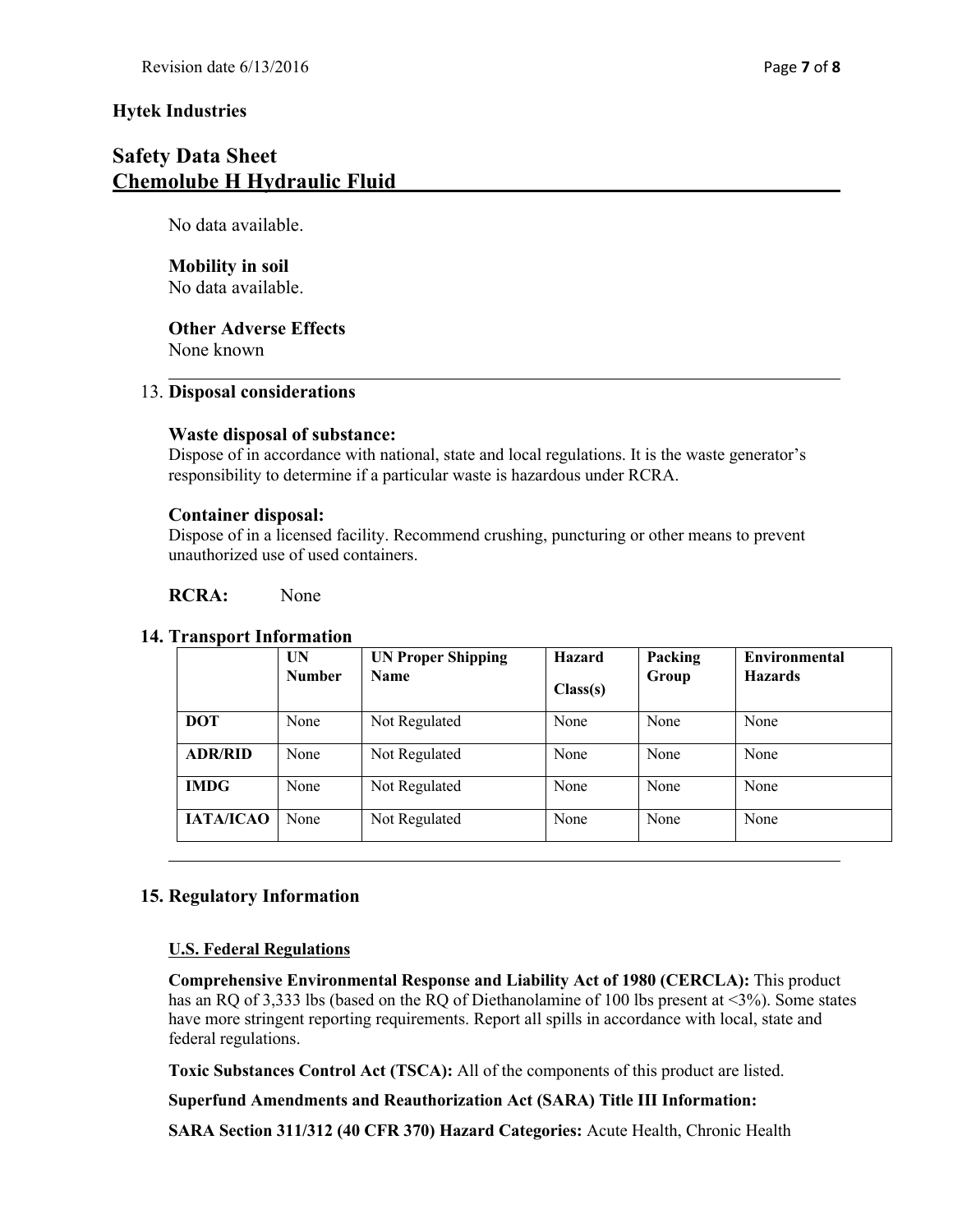**Hytek Industries**

# Safety Data Sheet
# Chemolube H Hydraulic Fluid

No data available.

**Mobility in soil**
No data available.

**Other Adverse Effects**
None known

## 13. Disposal considerations

**Waste disposal of substance:**
Dispose of in accordance with national, state and local regulations. It is the waste generator's responsibility to determine if a particular waste is hazardous under RCRA.

**Container disposal:**
Dispose of in a licensed facility. Recommend crushing, puncturing or other means to prevent unauthorized use of used containers.

**RCRA:** None

## 14. Transport Information

| | UN Number | UN Proper Shipping Name | Hazard Class(s) | Packing Group | Environmental Hazards |
|---|---|---|---|---|---|
| **DOT** | None | Not Regulated | None | None | None |
| **ADR/RID** | None | Not Regulated | None | None | None |
| **IMDG** | None | Not Regulated | None | None | None |
| **IATA/ICAO** | None | Not Regulated | None | None | None |

## 15. Regulatory Information

**U.S. Federal Regulations**

**Comprehensive Environmental Response and Liability Act of 1980 (CERCLA):** This product has an RQ of 3,333 lbs (based on the RQ of Diethanolamine of 100 lbs present at <3%). Some states have more stringent reporting requirements. Report all spills in accordance with local, state and federal regulations.

**Toxic Substances Control Act (TSCA):** All of the components of this product are listed.

**Superfund Amendments and Reauthorization Act (SARA) Title III Information:**

**SARA Section 311/312 (40 CFR 370) Hazard Categories:** Acute Health, Chronic Health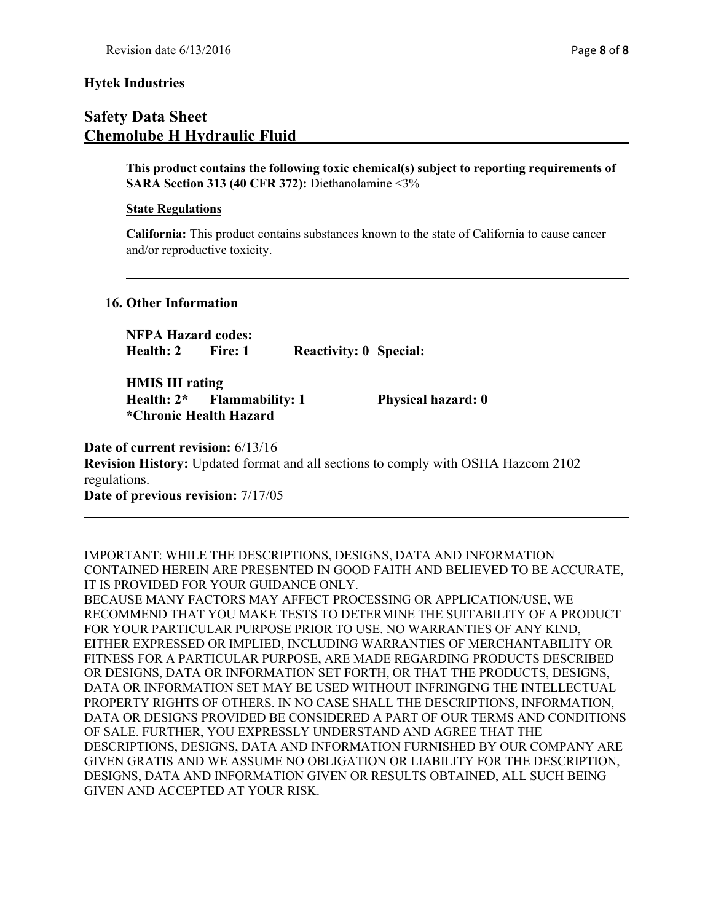**Hytek Industries**

## Safety Data Sheet
## Chemolube H Hydraulic Fluid

**This product contains the following toxic chemical(s) subject to reporting requirements of SARA Section 313 (40 CFR 372):** Diethanolamine <3%

**State Regulations**

**California:** This product contains substances known to the state of California to cause cancer and/or reproductive toxicity.

---

### 16. Other Information

**NFPA Hazard codes:**
**Health: 2 Fire: 1 Reactivity: 0 Special:**

**HMIS III rating**
**Health: 2* Flammability: 1 Physical hazard: 0**
***Chronic Health Hazard**

**Date of current revision:** 6/13/16
**Revision History:** Updated format and all sections to comply with OSHA Hazcom 2102 regulations.
**Date of previous revision:** 7/17/05

---

IMPORTANT: WHILE THE DESCRIPTIONS, DESIGNS, DATA AND INFORMATION CONTAINED HEREIN ARE PRESENTED IN GOOD FAITH AND BELIEVED TO BE ACCURATE, IT IS PROVIDED FOR YOUR GUIDANCE ONLY.
BECAUSE MANY FACTORS MAY AFFECT PROCESSING OR APPLICATION/USE, WE RECOMMEND THAT YOU MAKE TESTS TO DETERMINE THE SUITABILITY OF A PRODUCT FOR YOUR PARTICULAR PURPOSE PRIOR TO USE. NO WARRANTIES OF ANY KIND, EITHER EXPRESSED OR IMPLIED, INCLUDING WARRANTIES OF MERCHANTABILITY OR FITNESS FOR A PARTICULAR PURPOSE, ARE MADE REGARDING PRODUCTS DESCRIBED OR DESIGNS, DATA OR INFORMATION SET FORTH, OR THAT THE PRODUCTS, DESIGNS, DATA OR INFORMATION SET MAY BE USED WITHOUT INFRINGING THE INTELLECTUAL PROPERTY RIGHTS OF OTHERS. IN NO CASE SHALL THE DESCRIPTIONS, INFORMATION, DATA OR DESIGNS PROVIDED BE CONSIDERED A PART OF OUR TERMS AND CONDITIONS OF SALE. FURTHER, YOU EXPRESSLY UNDERSTAND AND AGREE THAT THE DESCRIPTIONS, DESIGNS, DATA AND INFORMATION FURNISHED BY OUR COMPANY ARE GIVEN GRATIS AND WE ASSUME NO OBLIGATION OR LIABILITY FOR THE DESCRIPTION, DESIGNS, DATA AND INFORMATION GIVEN OR RESULTS OBTAINED, ALL SUCH BEING GIVEN AND ACCEPTED AT YOUR RISK.